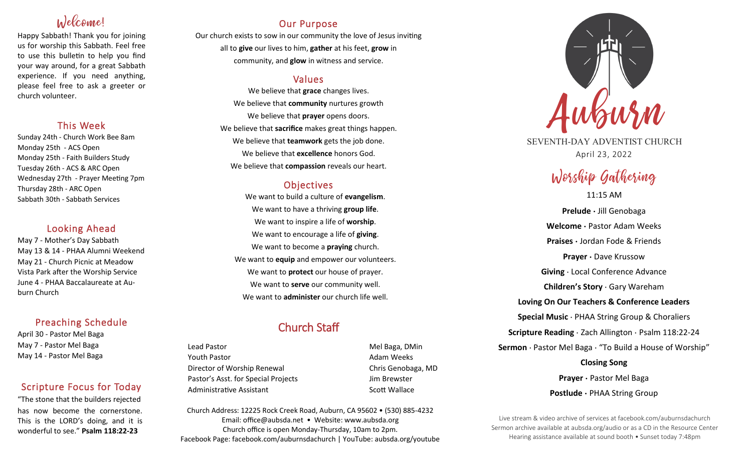## Welcome!

Happy Sabbath! Thank you for joining us for worship this Sabbath. Feel free to use this bulletin to help you find your way around, for a great Sabbath experience. If you need anything, please feel free to ask a greeter or church volunteer.

## This Week

Sunday 24th - Church Work Bee 8am
Monday 25th - ACS Open
Monday 25th - Faith Builders Study
Tuesday 26th - ACS & ARC Open
Wednesday 27th - Prayer Meeting 7pm
Thursday 28th - ARC Open
Sabbath 30th - Sabbath Services

## Looking Ahead

May 7 - Mother's Day Sabbath
May 13 & 14 - PHAA Alumni Weekend
May 21 - Church Picnic at Meadow Vista Park after the Worship Service
June 4 - PHAA Baccalaureate at Auburn Church

## Preaching Schedule

April 30 - Pastor Mel Baga
May 7 - Pastor Mel Baga
May 14 - Pastor Mel Baga

## Scripture Focus for Today

"The stone that the builders rejected has now become the cornerstone. This is the LORD's doing, and it is wonderful to see." **Psalm 118:22-23**

## Our Purpose

Our church exists to sow in our community the love of Jesus inviting all to **give** our lives to him, **gather** at his feet, **grow** in community, and **glow** in witness and service.

## Values

We believe that **grace** changes lives.
We believe that **community** nurtures growth
We believe that **prayer** opens doors.
We believe that **sacrifice** makes great things happen.
We believe that **teamwork** gets the job done.
We believe that **excellence** honors God.
We believe that **compassion** reveals our heart.

## Objectives

We want to build a culture of **evangelism**.
We want to have a thriving **group life**.
We want to inspire a life of **worship**.
We want to encourage a life of **giving**.
We want to become a **praying** church.
We want to **equip** and empower our volunteers.
We want to **protect** our house of prayer.
We want to **serve** our community well.
We want to **administer** our church life well.

## Church Staff

| | |
|---|---|
| Lead Pastor | Mel Baga, DMin |
| Youth Pastor | Adam Weeks |
| Director of Worship Renewal | Chris Genobaga, MD |
| Pastor's Asst. for Special Projects | Jim Brewster |
| Administrative Assistant | Scott Wallace |

Church Address: 12225 Rock Creek Road, Auburn, CA 95602 • (530) 885-4232
Email: office@aubsda.net • Website: www.aubsda.org
Church office is open Monday-Thursday, 10am to 2pm.
Facebook Page: facebook.com/auburnsdachurch | YouTube: aubsda.org/youtube

# Auburn

SEVENTH-DAY ADVENTIST CHURCH
April 23, 2022

## Worship Gathering

11:15 AM

**Prelude ·** Jill Genobaga
**Welcome ·** Pastor Adam Weeks
**Praises ·** Jordan Fode & Friends
**Prayer ·** Dave Krussow
**Giving** · Local Conference Advance
**Children's Story** · Gary Wareham
**Loving On Our Teachers & Conference Leaders**
**Special Music** · PHAA String Group & Choraliers
**Scripture Reading** · Zach Allington · Psalm 118:22-24
**Sermon** · Pastor Mel Baga · "To Build a House of Worship"
**Closing Song**
**Prayer ·** Pastor Mel Baga
**Postlude ·** PHAA String Group

Live stream & video archive of services at facebook.com/auburnsdachurch
Sermon archive available at aubsda.org/audio or as a CD in the Resource Center
Hearing assistance available at sound booth • Sunset today 7:48pm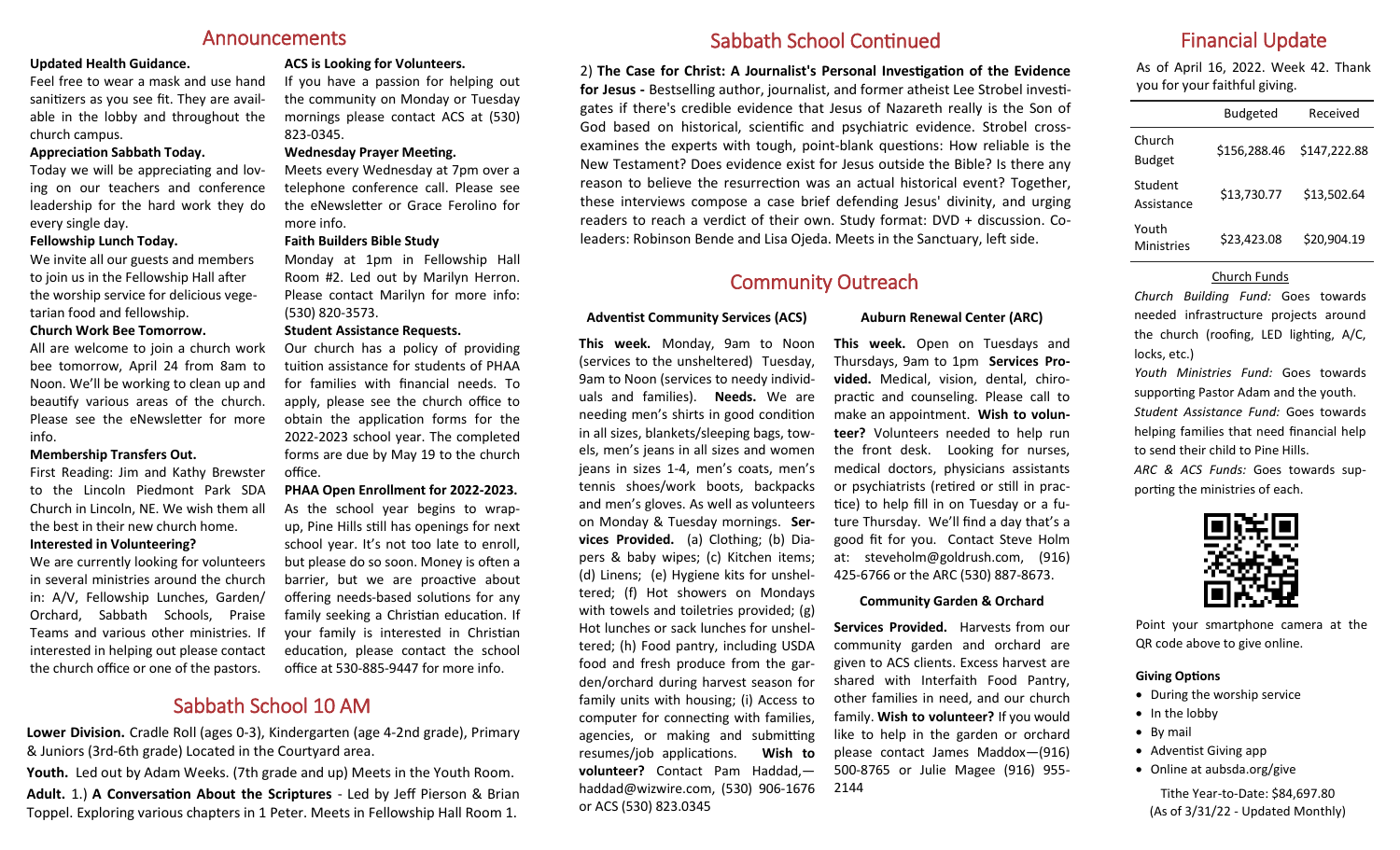## Announcements

**Updated Health Guidance.**

Feel free to wear a mask and use hand sanitizers as you see fit. They are available in the lobby and throughout the church campus.

**Appreciation Sabbath Today.**

Today we will be appreciating and loving on our teachers and conference leadership for the hard work they do every single day.

**Fellowship Lunch Today.**

We invite all our guests and members to join us in the Fellowship Hall after the worship service for delicious vegetarian food and fellowship.

**Church Work Bee Tomorrow.**

All are welcome to join a church work bee tomorrow, April 24 from 8am to Noon. We'll be working to clean up and beautify various areas of the church. Please see the eNewsletter for more info.

**Membership Transfers Out.**

First Reading: Jim and Kathy Brewster to the Lincoln Piedmont Park SDA Church in Lincoln, NE. We wish them all the best in their new church home.

**Interested in Volunteering?**

We are currently looking for volunteers in several ministries around the church in: A/V, Fellowship Lunches, Garden/Orchard, Sabbath Schools, Praise Teams and various other ministries. If interested in helping out please contact the church office or one of the pastors.

**ACS is Looking for Volunteers.**

If you have a passion for helping out the community on Monday or Tuesday mornings please contact ACS at (530) 823-0345.

**Wednesday Prayer Meeting.**

Meets every Wednesday at 7pm over a telephone conference call. Please see the eNewsletter or Grace Ferolino for more info.

**Faith Builders Bible Study**

Monday at 1pm in Fellowship Hall Room #2. Led out by Marilyn Herron. Please contact Marilyn for more info: (530) 820-3573.

**Student Assistance Requests.**

Our church has a policy of providing tuition assistance for students of PHAA for families with financial needs. To apply, please see the church office to obtain the application forms for the 2022-2023 school year. The completed forms are due by May 19 to the church office.

**PHAA Open Enrollment for 2022-2023.**

As the school year begins to wrap-up, Pine Hills still has openings for next school year. It's not too late to enroll, but please do so soon. Money is often a barrier, but we are proactive about offering needs-based solutions for any family seeking a Christian education. If your family is interested in Christian education, please contact the school office at 530-885-9447 for more info.

## Sabbath School 10 AM

**Lower Division.** Cradle Roll (ages 0-3), Kindergarten (age 4-2nd grade), Primary & Juniors (3rd-6th grade) Located in the Courtyard area.

**Youth.** Led out by Adam Weeks. (7th grade and up) Meets in the Youth Room.

**Adult.** 1.) **A Conversation About the Scriptures** - Led by Jeff Pierson & Brian Toppel. Exploring various chapters in 1 Peter. Meets in Fellowship Hall Room 1.

## Sabbath School Continued

2) **The Case for Christ: A Journalist's Personal Investigation of the Evidence for Jesus -** Bestselling author, journalist, and former atheist Lee Strobel investigates if there's credible evidence that Jesus of Nazareth really is the Son of God based on historical, scientific and psychiatric evidence. Strobel cross-examines the experts with tough, point-blank questions: How reliable is the New Testament? Does evidence exist for Jesus outside the Bible? Is there any reason to believe the resurrection was an actual historical event? Together, these interviews compose a case brief defending Jesus' divinity, and urging readers to reach a verdict of their own. Study format: DVD + discussion. Co-leaders: Robinson Bende and Lisa Ojeda. Meets in the Sanctuary, left side.

## Community Outreach

**Adventist Community Services (ACS)**

**This week.** Monday, 9am to Noon (services to the unsheltered) Tuesday, 9am to Noon (services to needy individuals and families). **Needs.** We are needing men's shirts in good condition in all sizes, blankets/sleeping bags, towels, men's jeans in all sizes and women jeans in sizes 1-4, men's coats, men's tennis shoes/work boots, backpacks and men's gloves. As well as volunteers on Monday & Tuesday mornings. **Services Provided.** (a) Clothing; (b) Diapers & baby wipes; (c) Kitchen items; (d) Linens; (e) Hygiene kits for unsheltered; (f) Hot showers on Mondays with towels and toiletries provided; (g) Hot lunches or sack lunches for unsheltered; (h) Food pantry, including USDA food and fresh produce from the garden/orchard during harvest season for family units with housing; (i) Access to computer for connecting with families, agencies, or making and submitting resumes/job applications. **Wish to volunteer?** Contact Pam Haddad,—haddad@wizwire.com, (530) 906-1676 or ACS (530) 823.0345

**Auburn Renewal Center (ARC)**

**This week.** Open on Tuesdays and Thursdays, 9am to 1pm **Services Provided.** Medical, vision, dental, chiropractic and counseling. Please call to make an appointment. **Wish to volunteer?** Volunteers needed to help run the front desk. Looking for nurses, medical doctors, physicians assistants or psychiatrists (retired or still in practice) to help fill in on Tuesday or a future Thursday. We'll find a day that's a good fit for you. Contact Steve Holm at: steveholm@goldrush.com, (916) 425-6766 or the ARC (530) 887-8673.

**Community Garden & Orchard**

**Services Provided.** Harvests from our community garden and orchard are given to ACS clients. Excess harvest are shared with Interfaith Food Pantry, other families in need, and our church family. **Wish to volunteer?** If you would like to help in the garden or orchard please contact James Maddox—(916) 500-8765 or Julie Magee (916) 955-2144

## Financial Update

As of April 16, 2022. Week 42. Thank you for your faithful giving.

| | Budgeted | Received |
|---|---|---|
| Church Budget | $156,288.46 | $147,222.88 |
| Student Assistance | $13,730.77 | $13,502.64 |
| Youth Ministries | $23,423.08 | $20,904.19 |

Church Funds

*Church Building Fund:* Goes towards needed infrastructure projects around the church (roofing, LED lighting, A/C, locks, etc.)

*Youth Ministries Fund:* Goes towards supporting Pastor Adam and the youth.

*Student Assistance Fund:* Goes towards helping families that need financial help to send their child to Pine Hills.

*ARC & ACS Funds:* Goes towards supporting the ministries of each.

Point your smartphone camera at the QR code above to give online.

**Giving Options**

- During the worship service
- In the lobby
- By mail
- Adventist Giving app
- Online at aubsda.org/give

Tithe Year-to-Date: $84,697.80
(As of 3/31/22 - Updated Monthly)